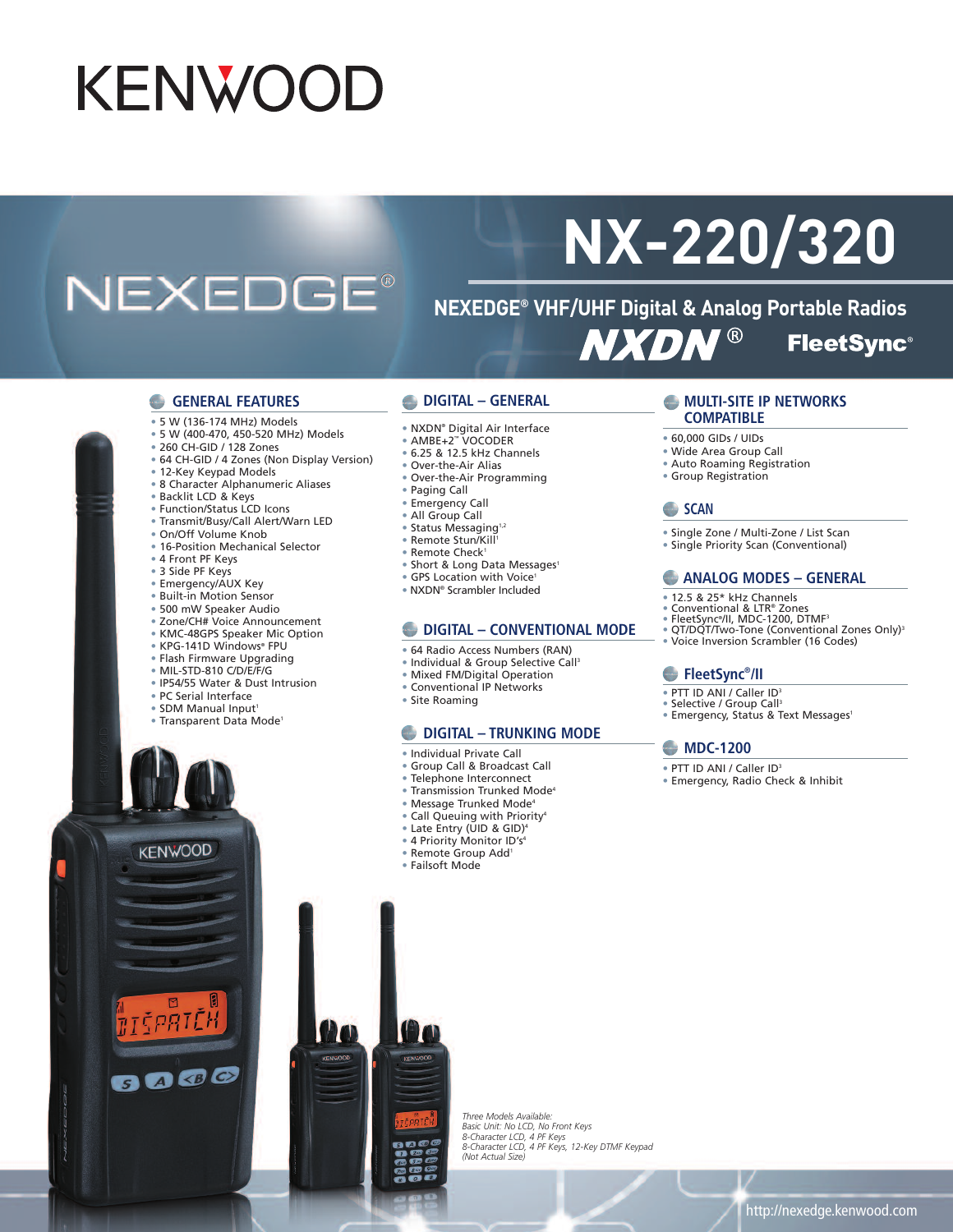KENWOOD

NEXEDGE®

# NX-220/320

## NEXEDGE® VHF/UHF Digital & Analog Portable Radios

NXDN® FleetSync®

### GENERAL FEATURES

- 5 W (136-174 MHz) Models
- 5 W (400-470, 450-520 MHz) Models
- 260 CH-GID / 128 Zones
- 64 CH-GID / 4 Zones (Non Display Version)
- 12-Key Keypad Models
- 8 Character Alphanumeric Aliases
- Backlit LCD & Keys
- Function/Status LCD Icons
- Transmit/Busy/Call Alert/Warn LED
- On/Off Volume Knob
- 16-Position Mechanical Selector
- 4 Front PF Keys
- 3 Side PF Keys
- Emergency/AUX Key
- Built-in Motion Sensor
- 500 mW Speaker Audio
- Zone/CH# Voice Announcement
- KMC-48GPS Speaker Mic Option
- KPG-141D Windows® FPU
- Flash Firmware Upgrading
- MIL-STD-810 C/D/E/F/G
- IP54/55 Water & Dust Intrusion
- PC Serial Interface
- SDM Manual Input[1]
- Transparent Data Mode[1]

### DIGITAL – GENERAL

- NXDN® Digital Air Interface
- AMBE+2™ VOCODER
- 6.25 & 12.5 kHz Channels
- Over-the-Air Alias
- Over-the-Air Programming
- Paging Call
- Emergency Call
- All Group Call
- Status Messaging[1,2]
- Remote Stun/Kill[1]
- Remote Check[1]
- Short & Long Data Messages[1]
- GPS Location with Voice[1]
- NXDN® Scrambler Included

### DIGITAL – CONVENTIONAL MODE

- 64 Radio Access Numbers (RAN)
- Individual & Group Selective Call[3]
- Mixed FM/Digital Operation
- Conventional IP Networks
- Site Roaming

### DIGITAL – TRUNKING MODE

- Individual Private Call
- Group Call & Broadcast Call
- Telephone Interconnect
- Transmission Trunked Mode[4]
- Message Trunked Mode[4]
- Call Queuing with Priority[4]
- Late Entry (UID & GID)[4]
- 4 Priority Monitor ID's[4]
- Remote Group Add[1]
- Failsoft Mode

### MULTI-SITE IP NETWORKS COMPATIBLE

- 60,000 GIDs / UIDs
- Wide Area Group Call
- Auto Roaming Registration
- Group Registration

### SCAN

- Single Zone / Multi-Zone / List Scan
- Single Priority Scan (Conventional)

### ANALOG MODES – GENERAL

- 12.5 & 25* kHz Channels
- Conventional & LTR® Zones
- FleetSync®/II, MDC-1200, DTMF[3]
- QT/DQT/Two-Tone (Conventional Zones Only)[3]
- Voice Inversion Scrambler (16 Codes)

### FleetSync®/II

- PTT ID ANI / Caller ID[3]
- Selective / Group Call[3]
- Emergency, Status & Text Messages[1]

### MDC-1200

- PTT ID ANI / Caller ID[3]
- Emergency, Radio Check & Inhibit

*Three Models Available:*
*Basic Unit: No LCD, No Front Keys*
*8-Character LCD, 4 PF Keys*
*8-Character LCD, 4 PF Keys, 12-Key DTMF Keypad*
*(Not Actual Size)*

http://nexedge.kenwood.com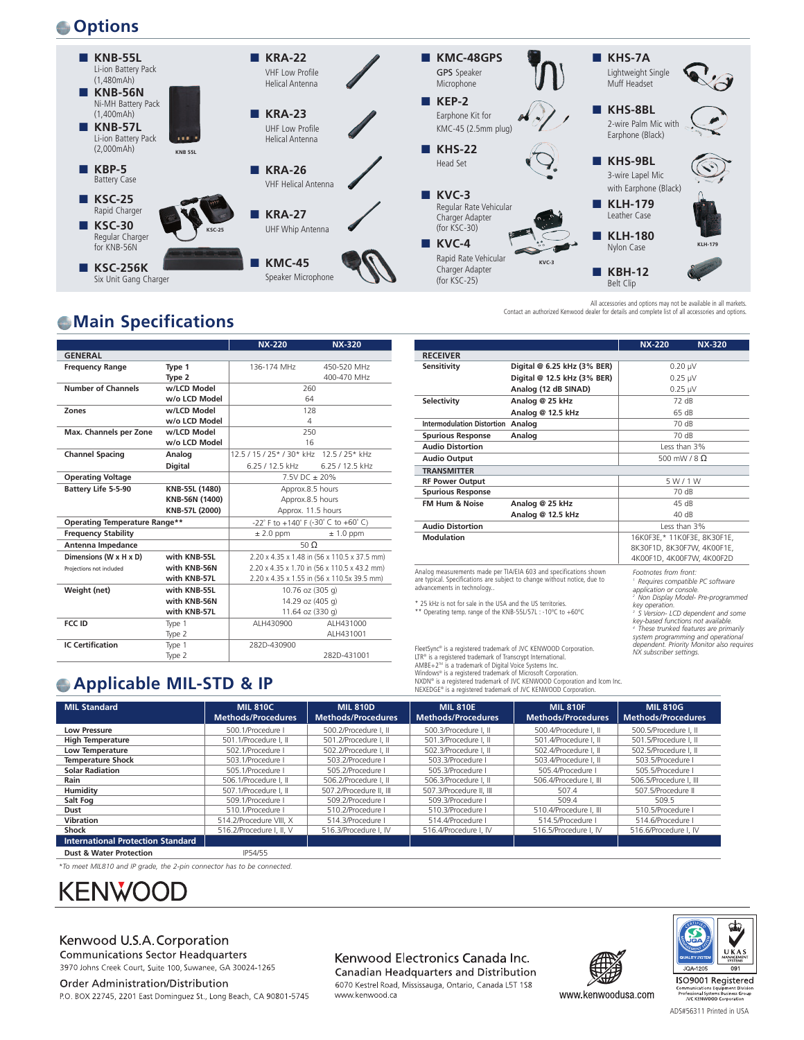## Options

- **KNB-55L** Li-ion Battery Pack (1,480mAh)
- **KNB-56N** Ni-MH Battery Pack (1,400mAh)
- **KNB-57L** Li-ion Battery Pack (2,000mAh)
- **KBP-5** Battery Case
- **KSC-25** Rapid Charger
- **KSC-30** Regular Charger for KNB-56N
- **KSC-256K** Six Unit Gang Charger
- **KRA-22** VHF Low Profile Helical Antenna
- **KRA-23** UHF Low Profile Helical Antenna
- **KRA-26** VHF Helical Antenna
- **KRA-27** UHF Whip Antenna
- **KMC-45** Speaker Microphone
- **KMC-48GPS** GPS Speaker Microphone
- **KEP-2** Earphone Kit for KMC-45 (2.5mm plug)
- **KHS-22** Head Set
- **KVC-3** Regular Rate Vehicular Charger Adapter (for KSC-30)
- **KVC-4** Rapid Rate Vehicular Charger Adapter (for KSC-25)
- **KHS-7A** Lightweight Single Muff Headset
- **KHS-8BL** 2-wire Palm Mic with Earphone (Black)
- **KHS-9BL** 3-wire Lapel Mic with Earphone (Black)
- **KLH-179** Leather Case
- **KLH-180** Nylon Case
- **KBH-12** Belt Clip

All accessories and options may not be available in all markets.
Contact an authorized Kenwood dealer for details and complete list of all accessories and options.

## Main Specifications

| | | NX-220 | NX-320 |
|---|---|---|---|
| **GENERAL** | | | |
| **Frequency Range** | Type 1 | 136-174 MHz | 450-520 MHz |
| | Type 2 | | 400-470 MHz |
| **Number of Channels** | w/LCD Model | 260 | |
| | w/o LCD Model | 64 | |
| **Zones** | w/LCD Model | 128 | |
| | w/o LCD Model | 4 | |
| **Max. Channels per Zone** | w/LCD Model | 250 | |
| | w/o LCD Model | 16 | |
| **Channel Spacing** | Analog | 12.5 / 15 / 25* / 30* kHz | 12.5 / 25* kHz |
| | Digital | 6.25 / 12.5 kHz | 6.25 / 12.5 kHz |
| **Operating Voltage** | | 7.5V DC ± 20% | |
| **Battery Life 5-5-90** | KNB-55L (1480) | Approx.8.5 hours | |
| | KNB-56N (1400) | Approx.8.5 hours | |
| | KNB-57L (2000) | Approx. 11.5 hours | |
| **Operating Temperature Range**** | | -22° F to +140° F (-30° C to +60° C) | |
| **Frequency Stability** | | ± 2.0 ppm | ± 1.0 ppm |
| **Antenna Impedance** | | 50 Ω | |
| **Dimensions (W x H x D)** Projections not included | with KNB-55L | 2.20 x 4.35 x 1.48 in (56 x 110.5 x 37.5 mm) | |
| | with KNB-56N | 2.20 x 4.35 x 1.70 in (56 x 110.5 x 43.2 mm) | |
| | with KNB-57L | 2.20 x 4.35 x 1.55 in (56 x 110.5x 39.5 mm) | |
| **Weight (net)** | with KNB-55L | 10.76 oz (305 g) | |
| | with KNB-56N | 14.29 oz (405 g) | |
| | with KNB-57L | 11.64 oz (330 g) | |
| **FCC ID** | Type 1 | ALH430900 | ALH431000 |
| | Type 2 | | ALH431001 |
| **IC Certification** | Type 1 | 282D-430900 | |
| | Type 2 | | 282D-431001 |

| | | NX-220 / NX-320 |
|---|---|---|
| **RECEIVER** | | |
| **Sensitivity** | Digital @ 6.25 kHz (3% BER) | 0.20 µV |
| | Digital @ 12.5 kHz (3% BER) | 0.25 µV |
| | Analog (12 dB SINAD) | 0.25 µV |
| **Selectivity** | Analog @ 25 kHz | 72 dB |
| | Analog @ 12.5 kHz | 65 dB |
| **Intermodulation Distortion** | Analog | 70 dB |
| **Spurious Response** | Analog | 70 dB |
| **Audio Distortion** | | Less than 3% |
| **Audio Output** | | 500 mW / 8 Ω |
| **TRANSMITTER** | | |
| **RF Power Output** | | 5 W / 1 W |
| **Spurious Response** | | 70 dB |
| **FM Hum & Noise** | Analog @ 25 kHz | 45 dB |
| | Analog @ 12.5 kHz | 40 dB |
| **Audio Distortion** | | Less than 3% |
| **Modulation** | | 16K0F3E,* 11K0F3E, 8K30F1E, 8K30F1D, 8K30F7W, 4K00F1E, 4K00F1D, 4K00F7W, 4K00F2D |

Analog measurements made per TIA/EIA 603 and specifications shown are typical. Specifications are subject to change without notice, due to advancements in technology..

\* 25 kHz is not for sale in the USA and the US territories.
\*\* Operating temp. range of the KNB-55L/57L : -10°C to +60°C

*Footnotes from front:*
*[1] Requires compatible PC software application or console.*
*[2] Non Display Model- Pre-programmed key operation.*
*[3] S Version- LCD dependent and some key-based functions not available.*
*[4] These trunked features are primarily system programming and operational dependent. Priority Monitor also requires NX subscriber settings.*

FleetSync® is a registered trademark of JVC KENWOOD Corporation.
LTR® is a registered trademark of Transcrypt International.
AMBE+2™ is a trademark of Digital Voice Systems Inc.
Windows® is a registered trademark of Microsoft Corporation.
NXDN® is a registered trademark of JVC KENWOOD Corporation and Icom Inc.
NEXEDGE® is a registered trademark of JVC KENWOOD Corporation.

## Applicable MIL-STD & IP

| MIL Standard | MIL 810C Methods/Procedures | MIL 810D Methods/Procedures | MIL 810E Methods/Procedures | MIL 810F Methods/Procedures | MIL 810G Methods/Procedures |
|---|---|---|---|---|---|
| **Low Pressure** | 500.1/Procedure I | 500.2/Procedure I, II | 500.3/Procedure I, II | 500.4/Procedure I, II | 500.5/Procedure I, II |
| **High Temperature** | 501.1/Procedure I, II | 501.2/Procedure I, II | 501.3/Procedure I, II | 501.4/Procedure I, II | 501.5/Procedure I, II |
| **Low Temperature** | 502.1/Procedure I | 502.2/Procedure I, II | 502.3/Procedure I, II | 502.4/Procedure I, II | 502.5/Procedure I, II |
| **Temperature Shock** | 503.1/Procedure I | 503.2/Procedure I | 503.3/Procedure I | 503.4/Procedure I, II | 503.5/Procedure I |
| **Solar Radiation** | 505.1/Procedure I | 505.2/Procedure I | 505.3/Procedure I | 505.4/Procedure I | 505.5/Procedure I |
| **Rain** | 506.1/Procedure I, II | 506.2/Procedure I, II | 506.3/Procedure I, II | 506.4/Procedure I, III | 506.5/Procedure I, III |
| **Humidity** | 507.1/Procedure I, II | 507.2/Procedure II, III | 507.3/Procedure II, III | 507.4 | 507.5/Procedure II |
| **Salt Fog** | 509.1/Procedure I | 509.2/Procedure I | 509.3/Procedure I | 509.4 | 509.5 |
| **Dust** | 510.1/Procedure I | 510.2/Procedure I | 510.3/Procedure I | 510.4/Procedure I, III | 510.5/Procedure I |
| **Vibration** | 514.2/Procedure VIII, X | 514.3/Procedure I | 514.4/Procedure I | 514.5/Procedure I | 514.6/Procedure I |
| **Shock** | 516.2/Procedure I, II, V | 516.3/Procedure I, IV | 516.4/Procedure I, IV | 516.5/Procedure I, IV | 516.6/Procedure I, IV |
| **International Protection Standard** | | | | | |
| **Dust & Water Protection** | IP54/55 | | | | |

*\*To meet MIL810 and IP grade, the 2-pin connector has to be connected.*

KENWOOD

**Kenwood U.S.A. Corporation**
Communications Sector Headquarters
3970 Johns Creek Court, Suite 100, Suwanee, GA 30024-1265

Order Administration/Distribution
P.O. BOX 22745, 2201 East Dominguez St., Long Beach, CA 90801-5745

**Kenwood Electronics Canada Inc.**
Canadian Headquarters and Distribution
6070 Kestrel Road, Mississauga, Ontario, Canada L5T 1S8
www.kenwood.ca

www.kenwoodusa.com

JQA-1205 091
ISO9001 Registered
Communications Equipment Division
Professional Systems Business Group
JVC KENWOOD Corporation

ADS#56311 Printed in USA